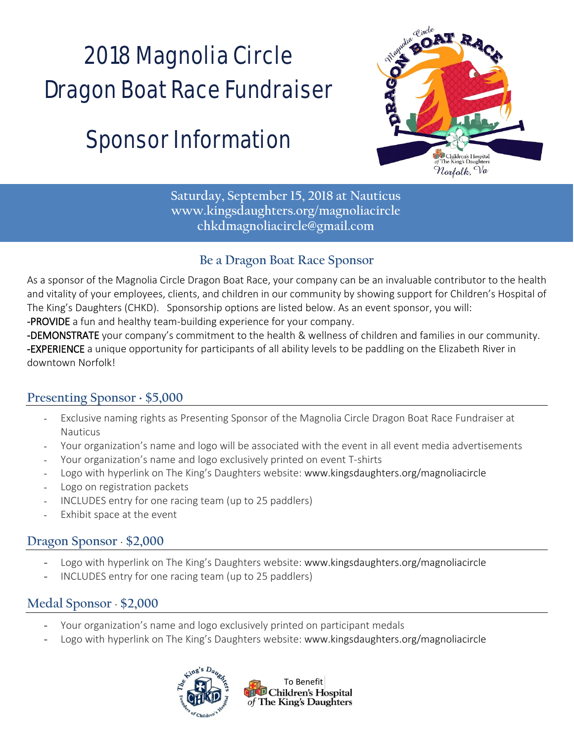# 2018 Magnolia Circle Dragon Boat Race Fundraiser

# Sponsor Information

**Saturday, September 15, 2018 at Nauticus**
**www.kingsdaughters.org/magnoliacircle**
**chkdmagnoliacircle@gmail.com**

## Be a Dragon Boat Race Sponsor

As a sponsor of the Magnolia Circle Dragon Boat Race, your company can be an invaluable contributor to the health and vitality of your employees, clients, and children in our community by showing support for Children's Hospital of The King's Daughters (CHKD). Sponsorship options are listed below. As an event sponsor, you will:

-PROVIDE a fun and healthy team-building experience for your company.

-DEMONSTRATE your company's commitment to the health & wellness of children and families in our community.

-EXPERIENCE a unique opportunity for participants of all ability levels to be paddling on the Elizabeth River in downtown Norfolk!

### Presenting Sponsor · $5,000

- Exclusive naming rights as Presenting Sponsor of the Magnolia Circle Dragon Boat Race Fundraiser at Nauticus
- Your organization's name and logo will be associated with the event in all event media advertisements
- Your organization's name and logo exclusively printed on event T-shirts
- Logo with hyperlink on The King's Daughters website: www.kingsdaughters.org/magnoliacircle
- Logo on registration packets
- INCLUDES entry for one racing team (up to 25 paddlers)
- Exhibit space at the event

### Dragon Sponsor · $2,000

- Logo with hyperlink on The King's Daughters website: www.kingsdaughters.org/magnoliacircle
- INCLUDES entry for one racing team (up to 25 paddlers)

### Medal Sponsor · $2,000

- Your organization's name and logo exclusively printed on participant medals
- Logo with hyperlink on The King's Daughters website: www.kingsdaughters.org/magnoliacircle

To Benefit Children's Hospital of The King's Daughters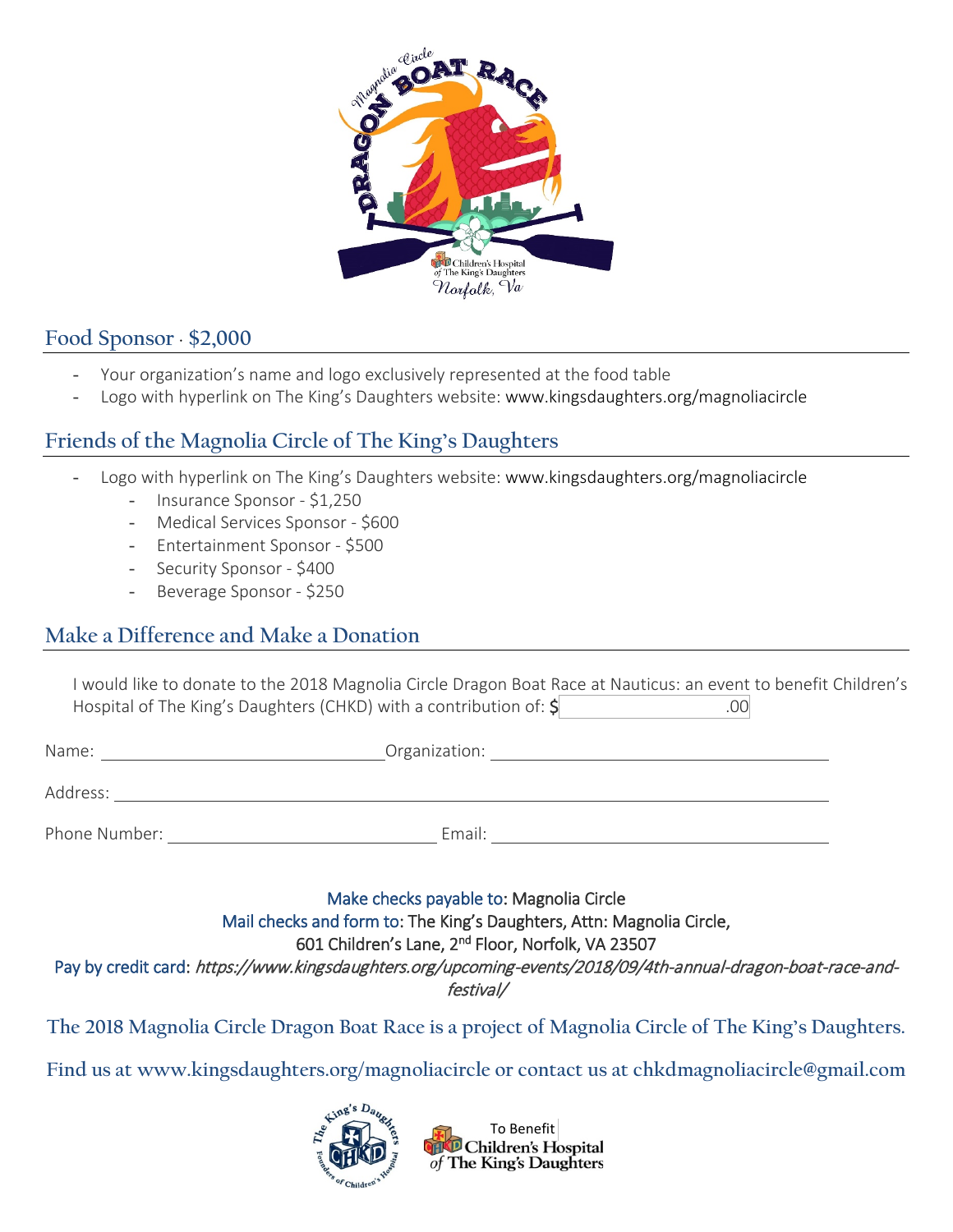## Food Sponsor · $2,000

- Your organization's name and logo exclusively represented at the food table
- Logo with hyperlink on The King's Daughters website: www.kingsdaughters.org/magnoliacircle

## Friends of the Magnolia Circle of The King's Daughters

- Logo with hyperlink on The King's Daughters website: www.kingsdaughters.org/magnoliacircle
  - Insurance Sponsor - $1,250
  - Medical Services Sponsor - $600
  - Entertainment Sponsor - $500
  - Security Sponsor - $400
  - Beverage Sponsor - $250

## Make a Difference and Make a Donation

I would like to donate to the 2018 Magnolia Circle Dragon Boat Race at Nauticus: an event to benefit Children's Hospital of The King's Daughters (CHKD) with a contribution of: $ ____________ .00

Name: ____________________ Organization: ____________________

Address: ________________________________________

Phone Number: ____________________ Email: ____________________

Make checks payable to: Magnolia Circle

Mail checks and form to: The King's Daughters, Attn: Magnolia Circle,
601 Children's Lane, 2nd Floor, Norfolk, VA 23507

Pay by credit card: *https://www.kingsdaughters.org/upcoming-events/2018/09/4th-annual-dragon-boat-race-and-festival/*

**The 2018 Magnolia Circle Dragon Boat Race is a project of Magnolia Circle of The King's Daughters.**

**Find us at www.kingsdaughters.org/magnoliacircle or contact us at chkdmagnoliacircle@gmail.com**

To Benefit Children's Hospital of The King's Daughters